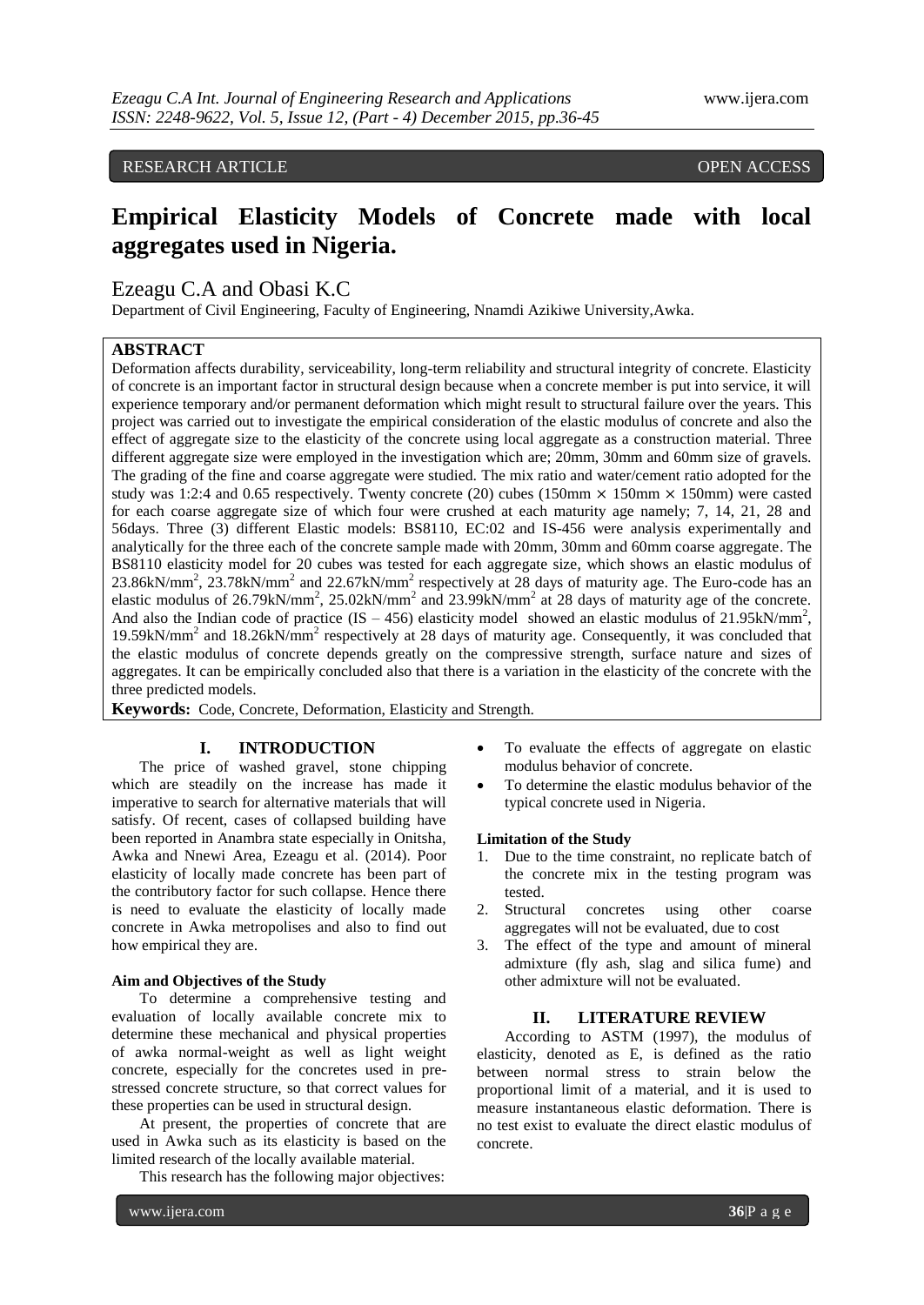RESEARCH ARTICLE OPEN ACCESS

# Empirical Elasticity Models of Concrete made with local aggregates used in Nigeria.

Ezeagu C.A and Obasi K.C

Department of Civil Engineering, Faculty of Engineering, Nnamdi Azikiwe University,Awka.

## ABSTRACT

Deformation affects durability, serviceability, long-term reliability and structural integrity of concrete. Elasticity of concrete is an important factor in structural design because when a concrete member is put into service, it will experience temporary and/or permanent deformation which might result to structural failure over the years. This project was carried out to investigate the empirical consideration of the elastic modulus of concrete and also the effect of aggregate size to the elasticity of the concrete using local aggregate as a construction material. Three different aggregate size were employed in the investigation which are; 20mm, 30mm and 60mm size of gravels. The grading of the fine and coarse aggregate were studied. The mix ratio and water/cement ratio adopted for the study was 1:2:4 and 0.65 respectively. Twenty concrete (20) cubes (150mm × 150mm × 150mm) were casted for each coarse aggregate size of which four were crushed at each maturity age namely; 7, 14, 21, 28 and 56days. Three (3) different Elastic models: BS8110, EC:02 and IS-456 were analysis experimentally and analytically for the three each of the concrete sample made with 20mm, 30mm and 60mm coarse aggregate. The BS8110 elasticity model for 20 cubes was tested for each aggregate size, which shows an elastic modulus of 23.86kN/mm$^2$, 23.78kN/mm$^2$ and 22.67kN/mm$^2$ respectively at 28 days of maturity age. The Euro-code has an elastic modulus of 26.79kN/mm$^2$, 25.02kN/mm$^2$ and 23.99kN/mm$^2$ at 28 days of maturity age of the concrete. And also the Indian code of practice (IS – 456) elasticity model showed an elastic modulus of 21.95kN/mm$^2$, 19.59kN/mm$^2$ and 18.26kN/mm$^2$ respectively at 28 days of maturity age. Consequently, it was concluded that the elastic modulus of concrete depends greatly on the compressive strength, surface nature and sizes of aggregates. It can be empirically concluded also that there is a variation in the elasticity of the concrete with the three predicted models.

**Keywords:** Code, Concrete, Deformation, Elasticity and Strength.

## I. INTRODUCTION

The price of washed gravel, stone chipping which are steadily on the increase has made it imperative to search for alternative materials that will satisfy. Of recent, cases of collapsed building have been reported in Anambra state especially in Onitsha, Awka and Nnewi Area, Ezeagu et al. (2014). Poor elasticity of locally made concrete has been part of the contributory factor for such collapse. Hence there is need to evaluate the elasticity of locally made concrete in Awka metropolises and also to find out how empirical they are.

### Aim and Objectives of the Study

To determine a comprehensive testing and evaluation of locally available concrete mix to determine these mechanical and physical properties of awka normal-weight as well as light weight concrete, especially for the concretes used in pre-stressed concrete structure, so that correct values for these properties can be used in structural design.

At present, the properties of concrete that are used in Awka such as its elasticity is based on the limited research of the locally available material.

This research has the following major objectives:

- To evaluate the effects of aggregate on elastic modulus behavior of concrete.
- To determine the elastic modulus behavior of the typical concrete used in Nigeria.

### Limitation of the Study

1. Due to the time constraint, no replicate batch of the concrete mix in the testing program was tested.
2. Structural concretes using other coarse aggregates will not be evaluated, due to cost
3. The effect of the type and amount of mineral admixture (fly ash, slag and silica fume) and other admixture will not be evaluated.

## II. LITERATURE REVIEW

According to ASTM (1997), the modulus of elasticity, denoted as E, is defined as the ratio between normal stress to strain below the proportional limit of a material, and it is used to measure instantaneous elastic deformation. There is no test exist to evaluate the direct elastic modulus of concrete.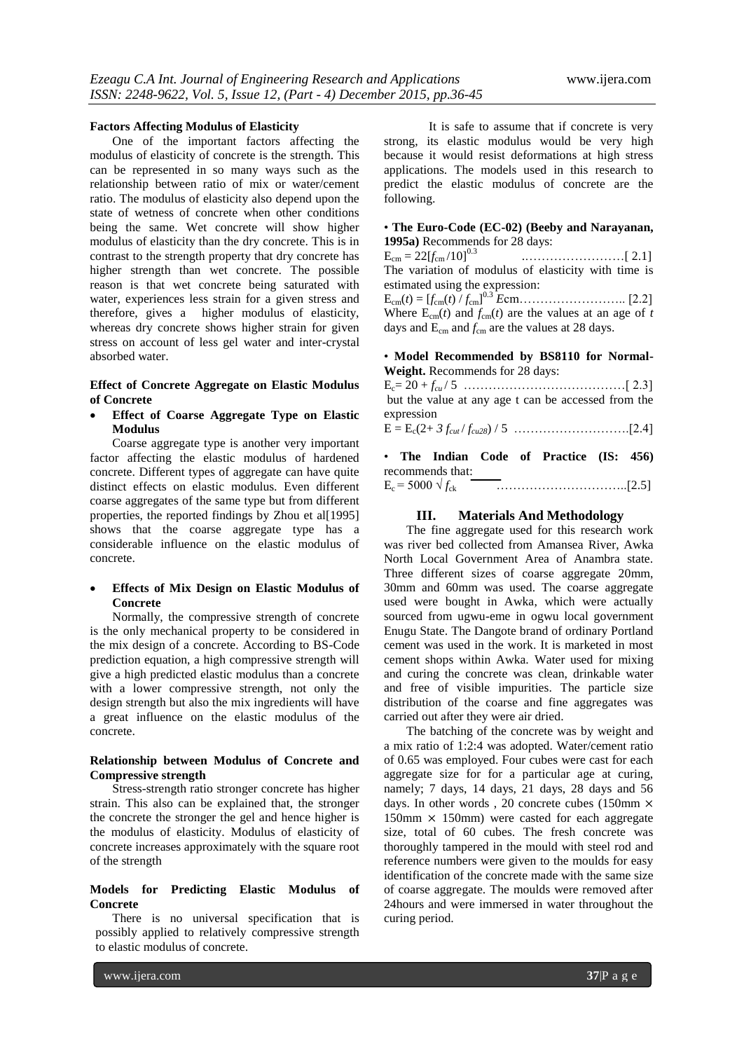**Factors Affecting Modulus of Elasticity**

One of the important factors affecting the modulus of elasticity of concrete is the strength. This can be represented in so many ways such as the relationship between ratio of mix or water/cement ratio. The modulus of elasticity also depend upon the state of wetness of concrete when other conditions being the same. Wet concrete will show higher modulus of elasticity than the dry concrete. This is in contrast to the strength property that dry concrete has higher strength than wet concrete. The possible reason is that wet concrete being saturated with water, experiences less strain for a given stress and therefore, gives a higher modulus of elasticity, whereas dry concrete shows higher strain for given stress on account of less gel water and inter-crystal absorbed water.

**Effect of Concrete Aggregate on Elastic Modulus of Concrete**

- **Effect of Coarse Aggregate Type on Elastic Modulus**

Coarse aggregate type is another very important factor affecting the elastic modulus of hardened concrete. Different types of aggregate can have quite distinct effects on elastic modulus. Even different coarse aggregates of the same type but from different properties, the reported findings by Zhou et al[1995] shows that the coarse aggregate type has a considerable influence on the elastic modulus of concrete.

- **Effects of Mix Design on Elastic Modulus of Concrete**

Normally, the compressive strength of concrete is the only mechanical property to be considered in the mix design of a concrete. According to BS-Code prediction equation, a high compressive strength will give a high predicted elastic modulus than a concrete with a lower compressive strength, not only the design strength but also the mix ingredients will have a great influence on the elastic modulus of the concrete.

**Relationship between Modulus of Concrete and Compressive strength**

Stress-strength ratio stronger concrete has higher strain. This also can be explained that, the stronger the concrete the stronger the gel and hence higher is the modulus of elasticity. Modulus of elasticity of concrete increases approximately with the square root of the strength

**Models for Predicting Elastic Modulus of Concrete**

There is no universal specification that is possibly applied to relatively compressive strength to elastic modulus of concrete.

It is safe to assume that if concrete is very strong, its elastic modulus would be very high because it would resist deformations at high stress applications. The models used in this research to predict the elastic modulus of concrete are the following.

• **The Euro-Code (EC-02) (Beeby and Narayanan, 1995a)** Recommends for 28 days:

$$E_{cm} = 22[f_{cm}/10]^{0.3} \quad \text{[ 2.1]}$$

The variation of modulus of elasticity with time is estimated using the expression:

$$E_{cm}(t) = [f_{cm}(t) / f_{cm}]^{0.3}\, E_{cm} \quad \text{[2.2]}$$

Where $E_{cm}(t)$ and $f_{cm}(t)$ are the values at an age of $t$ days and $E_{cm}$ and $f_{cm}$ are the values at 28 days.

• **Model Recommended by BS8110 for Normal-Weight.** Recommends for 28 days:

$$E_c = 20 + f_{cu} / 5 \quad \text{[ 2.3]}$$

but the value at any age t can be accessed from the expression

$$E = E_c(2 + 3\, f_{cut} / f_{cu28}) / 5 \quad \text{[2.4]}$$

• **The Indian Code of Practice (IS: 456)** recommends that:

$$E_c = 5000 \sqrt{f_{ck}} \quad \text{[2.5]}$$

## III. Materials And Methodology

The fine aggregate used for this research work was river bed collected from Amansea River, Awka North Local Government Area of Anambra state. Three different sizes of coarse aggregate 20mm, 30mm and 60mm was used. The coarse aggregate used were bought in Awka, which were actually sourced from ugwu-eme in ogwu local government Enugu State. The Dangote brand of ordinary Portland cement was used in the work. It is marketed in most cement shops within Awka. Water used for mixing and curing the concrete was clean, drinkable water and free of visible impurities. The particle size distribution of the coarse and fine aggregates was carried out after they were air dried.

The batching of the concrete was by weight and a mix ratio of 1:2:4 was adopted. Water/cement ratio of 0.65 was employed. Four cubes were cast for each aggregate size for for a particular age at curing, namely; 7 days, 14 days, 21 days, 28 days and 56 days. In other words , 20 concrete cubes (150mm × 150mm × 150mm) were casted for each aggregate size, total of 60 cubes. The fresh concrete was thoroughly tampered in the mould with steel rod and reference numbers were given to the moulds for easy identification of the concrete made with the same size of coarse aggregate. The moulds were removed after 24hours and were immersed in water throughout the curing period.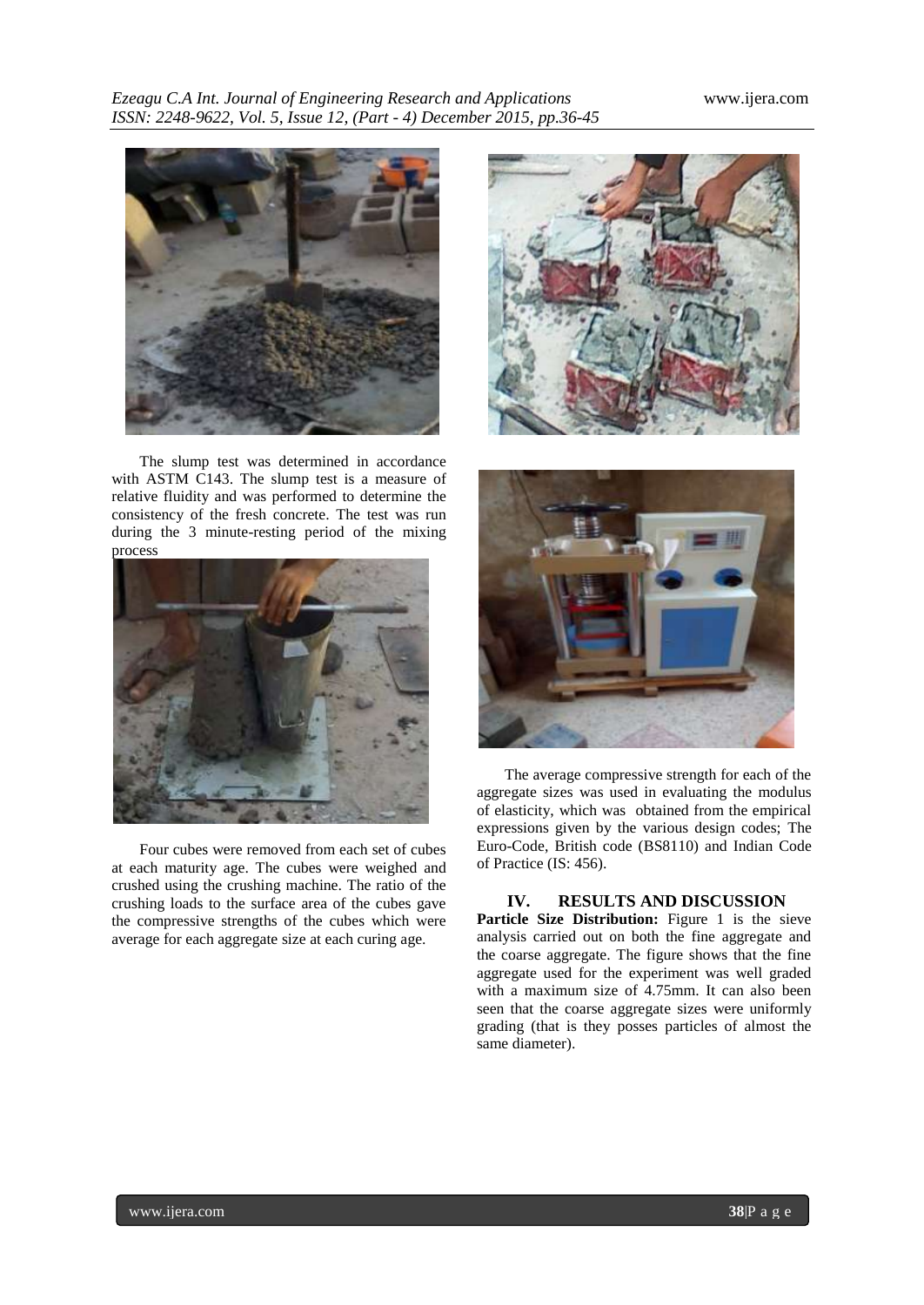The slump test was determined in accordance with ASTM C143. The slump test is a measure of relative fluidity and was performed to determine the consistency of the fresh concrete. The test was run during the 3 minute-resting period of the mixing process

Four cubes were removed from each set of cubes at each maturity age. The cubes were weighed and crushed using the crushing machine. The ratio of the crushing loads to the surface area of the cubes gave the compressive strengths of the cubes which were average for each aggregate size at each curing age.

The average compressive strength for each of the aggregate sizes was used in evaluating the modulus of elasticity, which was obtained from the empirical expressions given by the various design codes; The Euro-Code, British code (BS8110) and Indian Code of Practice (IS: 456).

## IV. RESULTS AND DISCUSSION

**Particle Size Distribution:** Figure 1 is the sieve analysis carried out on both the fine aggregate and the coarse aggregate. The figure shows that the fine aggregate used for the experiment was well graded with a maximum size of 4.75mm. It can also been seen that the coarse aggregate sizes were uniformly grading (that is they posses particles of almost the same diameter).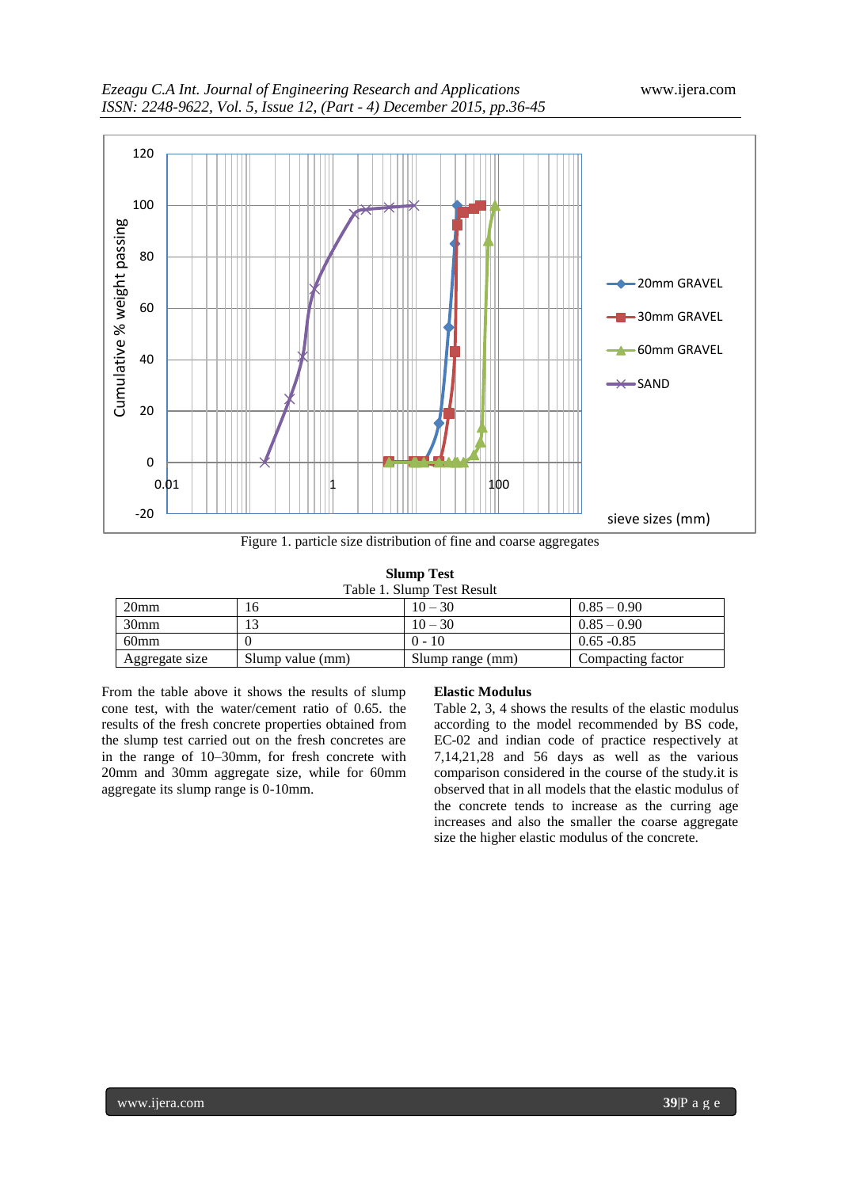120
100
80
60
40
20
0
-20
0.01
1
100
Cumulative % weight passing
sieve sizes (mm)
20mm GRAVEL
30mm GRAVEL
60mm GRAVEL
SAND

Figure 1. particle size distribution of fine and coarse aggregates

## Slump Test

Table 1. Slump Test Result

| Aggregate size | Slump value (mm) | Slump range (mm) | Compacting factor |
|---|---|---|---|
| 20mm | 16 | 10 – 30 | 0.85 – 0.90 |
| 30mm | 13 | 10 – 30 | 0.85 – 0.90 |
| 60mm | 0 | 0 - 10 | 0.65 -0.85 |

From the table above it shows the results of slump cone test, with the water/cement ratio of 0.65. the results of the fresh concrete properties obtained from the slump test carried out on the fresh concretes are in the range of 10–30mm, for fresh concrete with 20mm and 30mm aggregate size, while for 60mm aggregate its slump range is 0-10mm.

## Elastic Modulus

Table 2, 3, 4 shows the results of the elastic modulus according to the model recommended by BS code, EC-02 and indian code of practice respectively at 7,14,21,28 and 56 days as well as the various comparison considered in the course of the study.it is observed that in all models that the elastic modulus of the concrete tends to increase as the curring age increases and also the smaller the coarse aggregate size the higher elastic modulus of the concrete.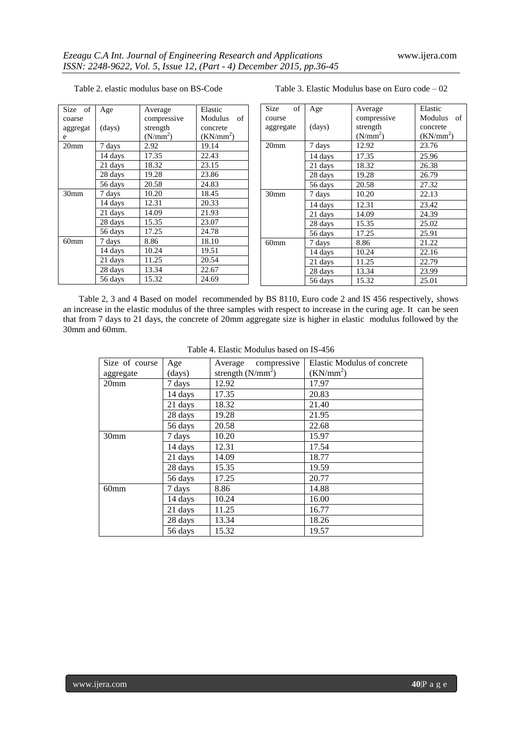Table 2. elastic modulus base on BS-Code

| Size of coarse aggregate | Age (days) | Average compressive strength ($N/mm^2$) | Elastic Modulus of concrete ($KN/mm^2$) |
|---|---|---|---|
| 20mm | 7 days | 2.92 | 19.14 |
| | 14 days | 17.35 | 22.43 |
| | 21 days | 18.32 | 23.15 |
| | 28 days | 19.28 | 23.86 |
| | 56 days | 20.58 | 24.83 |
| 30mm | 7 days | 10.20 | 18.45 |
| | 14 days | 12.31 | 20.33 |
| | 21 days | 14.09 | 21.93 |
| | 28 days | 15.35 | 23.07 |
| | 56 days | 17.25 | 24.78 |
| 60mm | 7 days | 8.86 | 18.10 |
| | 14 days | 10.24 | 19.51 |
| | 21 days | 11.25 | 20.54 |
| | 28 days | 13.34 | 22.67 |
| | 56 days | 15.32 | 24.69 |

Table 3. Elastic Modulus base on Euro code – 02

| Size of course aggregate | Age (days) | Average compressive strength ($N/mm^2$) | Elastic Modulus of concrete ($KN/mm^2$) |
|---|---|---|---|
| 20mm | 7 days | 12.92 | 23.76 |
| | 14 days | 17.35 | 25.96 |
| | 21 days | 18.32 | 26.38 |
| | 28 days | 19.28 | 26.79 |
| | 56 days | 20.58 | 27.32 |
| 30mm | 7 days | 10.20 | 22.13 |
| | 14 days | 12.31 | 23.42 |
| | 21 days | 14.09 | 24.39 |
| | 28 days | 15.35 | 25.02 |
| | 56 days | 17.25 | 25.91 |
| 60mm | 7 days | 8.86 | 21.22 |
| | 14 days | 10.24 | 22.16 |
| | 21 days | 11.25 | 22.79 |
| | 28 days | 13.34 | 23.99 |
| | 56 days | 15.32 | 25.01 |

Table 2, 3 and 4 Based on model recommended by BS 8110, Euro code 2 and IS 456 respectively, shows an increase in the elastic modulus of the three samples with respect to increase in the curing age. It can be seen that from 7 days to 21 days, the concrete of 20mm aggregate size is higher in elastic modulus followed by the 30mm and 60mm.

Table 4. Elastic Modulus based on IS-456

| Size of course aggregate | Age (days) | Average compressive strength ($N/mm^2$) | Elastic Modulus of concrete ($KN/mm^2$) |
|---|---|---|---|
| 20mm | 7 days | 12.92 | 17.97 |
| | 14 days | 17.35 | 20.83 |
| | 21 days | 18.32 | 21.40 |
| | 28 days | 19.28 | 21.95 |
| | 56 days | 20.58 | 22.68 |
| 30mm | 7 days | 10.20 | 15.97 |
| | 14 days | 12.31 | 17.54 |
| | 21 days | 14.09 | 18.77 |
| | 28 days | 15.35 | 19.59 |
| | 56 days | 17.25 | 20.77 |
| 60mm | 7 days | 8.86 | 14.88 |
| | 14 days | 10.24 | 16.00 |
| | 21 days | 11.25 | 16.77 |
| | 28 days | 13.34 | 18.26 |
| | 56 days | 15.32 | 19.57 |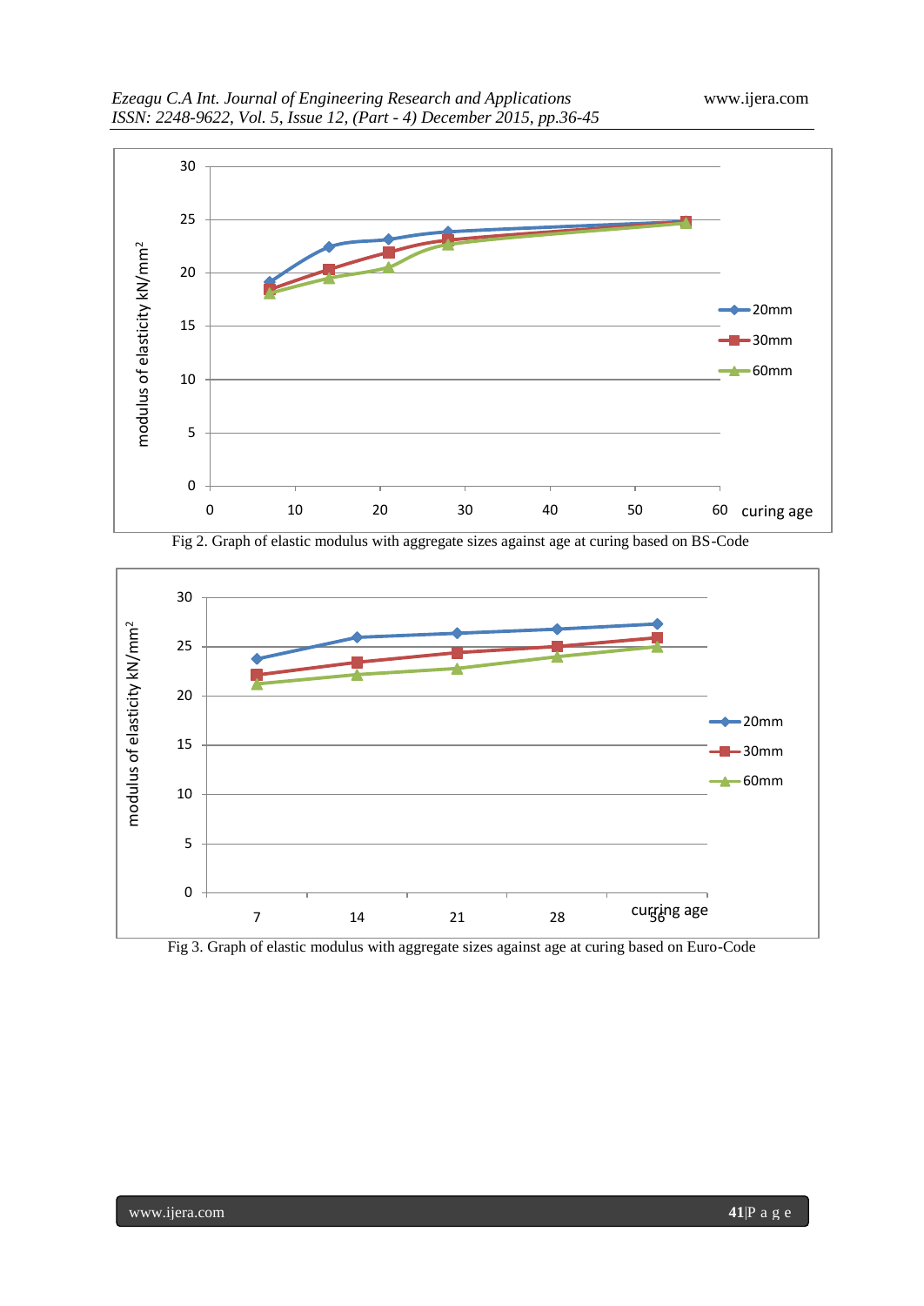modulus of elasticity kN/mm²

30
25
20
15
10
5
0

0 10 20 30 40 50 60 curing age

20mm
30mm
60mm

Fig 2. Graph of elastic modulus with aggregate sizes against age at curing based on BS-Code

modulus of elasticity kN/mm²

30
25
20
15
10
5
0

7 14 21 28 56 curring age

20mm
30mm
60mm

Fig 3. Graph of elastic modulus with aggregate sizes against age at curing based on Euro-Code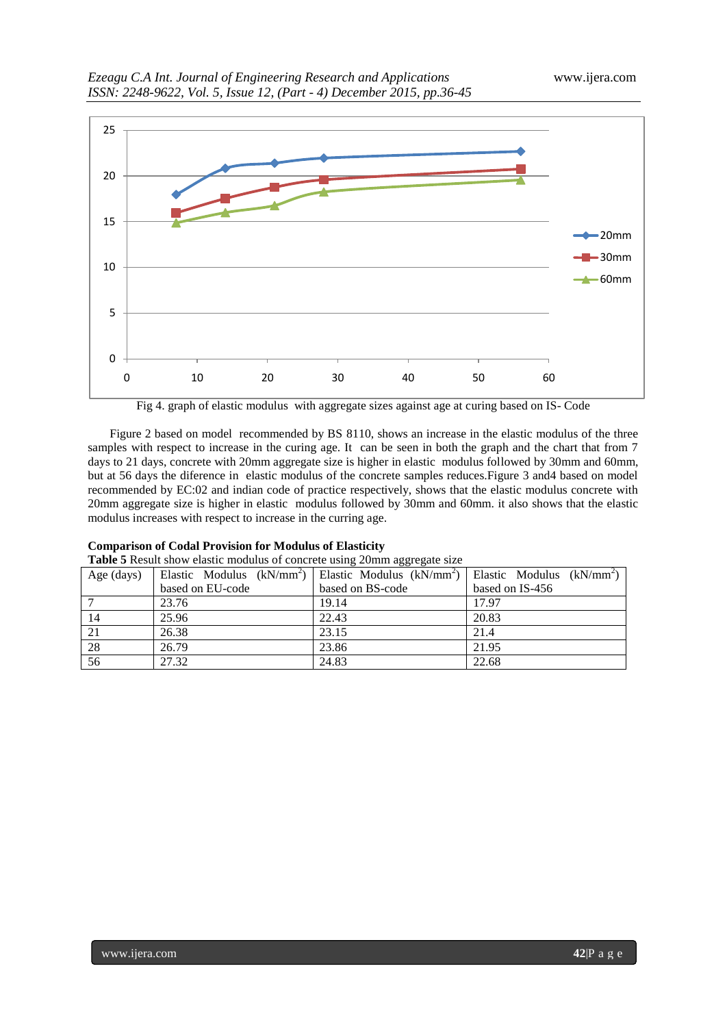25
20
15
10
5
0
0 10 20 30 40 50 60

20mm
30mm
60mm

Fig 4. graph of elastic modulus with aggregate sizes against age at curing based on IS- Code

Figure 2 based on model recommended by BS 8110, shows an increase in the elastic modulus of the three samples with respect to increase in the curing age. It can be seen in both the graph and the chart that from 7 days to 21 days, concrete with 20mm aggregate size is higher in elastic modulus followed by 30mm and 60mm, but at 56 days the diference in elastic modulus of the concrete samples reduces.Figure 3 and4 based on model recommended by EC:02 and indian code of practice respectively, shows that the elastic modulus concrete with 20mm aggregate size is higher in elastic modulus followed by 30mm and 60mm. it also shows that the elastic modulus increases with respect to increase in the curring age.

**Comparison of Codal Provision for Modulus of Elasticity**

**Table 5** Result show elastic modulus of concrete using 20mm aggregate size

| Age (days) | Elastic Modulus ($kN/mm^2$) based on EU-code | Elastic Modulus ($kN/mm^2$) based on BS-code | Elastic Modulus ($kN/mm^2$) based on IS-456 |
|---|---|---|---|
| 7 | 23.76 | 19.14 | 17.97 |
| 14 | 25.96 | 22.43 | 20.83 |
| 21 | 26.38 | 23.15 | 21.4 |
| 28 | 26.79 | 23.86 | 21.95 |
| 56 | 27.32 | 24.83 | 22.68 |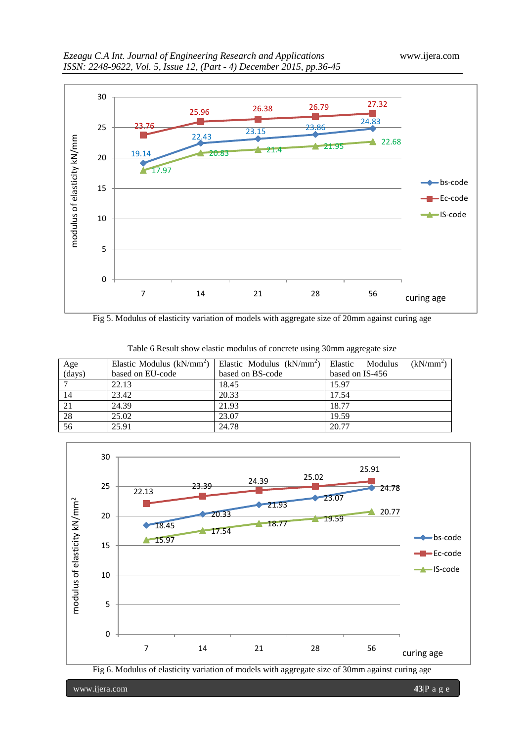30
25
20
15
10
5
0

modulus of elasticity kN/mm

23.76
25.96
26.38
26.79
27.32

19.14
22.43
23.15
23.86
24.83

17.97
20.83
21.4
21.95
22.68

7
14
21
28
56
curing age

bs-code
Ec-code
IS-code

Fig 5. Modulus of elasticity variation of models with aggregate size of 20mm against curing age

Table 6 Result show elastic modulus of concrete using 30mm aggregate size

| Age (days) | Elastic Modulus ($kN/mm^2$) based on EU-code | Elastic Modulus ($kN/mm^2$) based on BS-code | Elastic Modulus ($kN/mm^2$) based on IS-456 |
|---|---|---|---|
| 7 | 22.13 | 18.45 | 15.97 |
| 14 | 23.42 | 20.33 | 17.54 |
| 21 | 24.39 | 21.93 | 18.77 |
| 28 | 25.02 | 23.07 | 19.59 |
| 56 | 25.91 | 24.78 | 20.77 |

30
25
20
15
10
5
0

modulus of elasticity kN/mm²

22.13
23.39
24.39
25.02
25.91

18.45
20.33
21.93
23.07
24.78

15.97
17.54
18.77
19.59
20.77

7
14
21
28
56
curing age

bs-code
Ec-code
IS-code

Fig 6. Modulus of elasticity variation of models with aggregate size of 30mm against curing age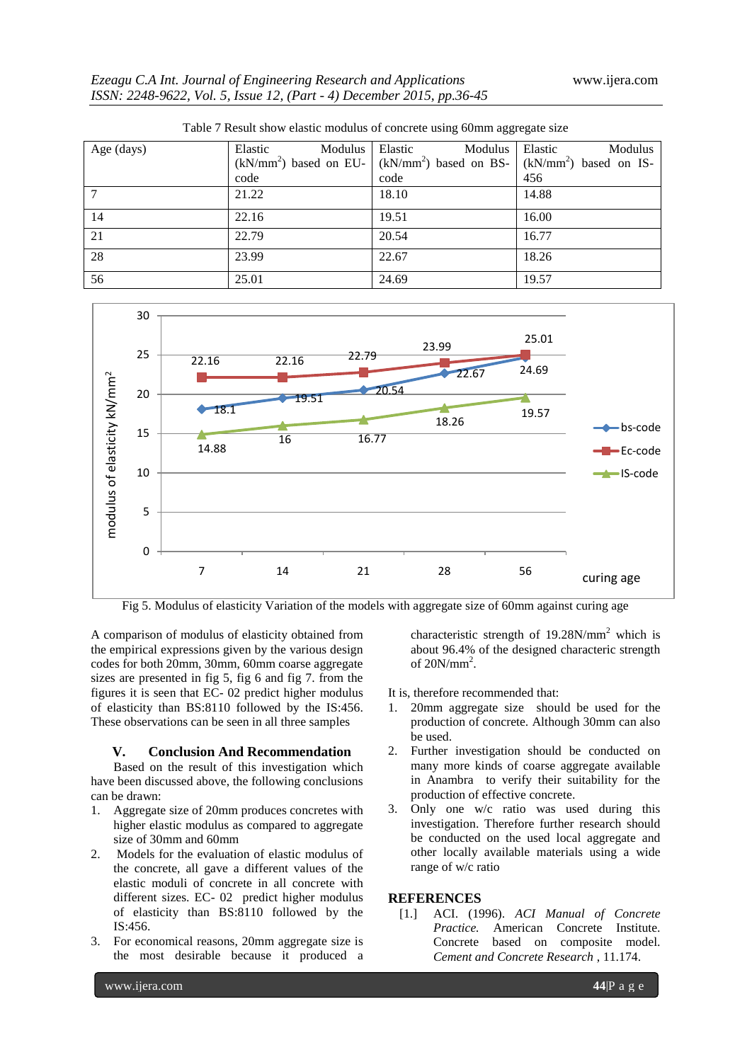Table 7 Result show elastic modulus of concrete using 60mm aggregate size

| Age (days) | Elastic Modulus ($kN/mm^2$) based on EU-code | Elastic Modulus ($kN/mm^2$) based on BS-code | Elastic Modulus ($kN/mm^2$) based on IS-456 |
|---|---|---|---|
| 7 | 21.22 | 18.10 | 14.88 |
| 14 | 22.16 | 19.51 | 16.00 |
| 21 | 22.79 | 20.54 | 16.77 |
| 28 | 23.99 | 22.67 | 18.26 |
| 56 | 25.01 | 24.69 | 19.57 |

modulus of elasticity kN/mm²

30
25
20
15
10
5
0

22.16
22.16
22.79
23.99
25.01
18.1
19.51
20.54
22.67
24.69
14.88
16
16.77
18.26
19.57

7
14
21
28
56
curing age

bs-code
Ec-code
IS-code

Fig 5. Modulus of elasticity Variation of the models with aggregate size of 60mm against curing age

A comparison of modulus of elasticity obtained from the empirical expressions given by the various design codes for both 20mm, 30mm, 60mm coarse aggregate sizes are presented in fig 5, fig 6 and fig 7. from the figures it is seen that EC- 02 predict higher modulus of elasticity than BS:8110 followed by the IS:456. These observations can be seen in all three samples

## V. Conclusion And Recommendation

Based on the result of this investigation which have been discussed above, the following conclusions can be drawn:

1. Aggregate size of 20mm produces concretes with higher elastic modulus as compared to aggregate size of 30mm and 60mm
2. Models for the evaluation of elastic modulus of the concrete, all gave a different values of the elastic moduli of concrete in all concrete with different sizes. EC- 02 predict higher modulus of elasticity than BS:8110 followed by the IS:456.
3. For economical reasons, 20mm aggregate size is the most desirable because it produced a characteristic strength of $19.28N/mm^2$ which is about 96.4% of the designed characteric strength of $20N/mm^2$.

It is, therefore recommended that:

1. 20mm aggregate size should be used for the production of concrete. Although 30mm can also be used.
2. Further investigation should be conducted on many more kinds of coarse aggregate available in Anambra to verify their suitability for the production of effective concrete.
3. Only one w/c ratio was used during this investigation. Therefore further research should be conducted on the used local aggregate and other locally available materials using a wide range of w/c ratio

## REFERENCES

[1.] ACI. (1996). *ACI Manual of Concrete Practice.* American Concrete Institute. Concrete based on composite model. *Cement and Concrete Research* , 11.174.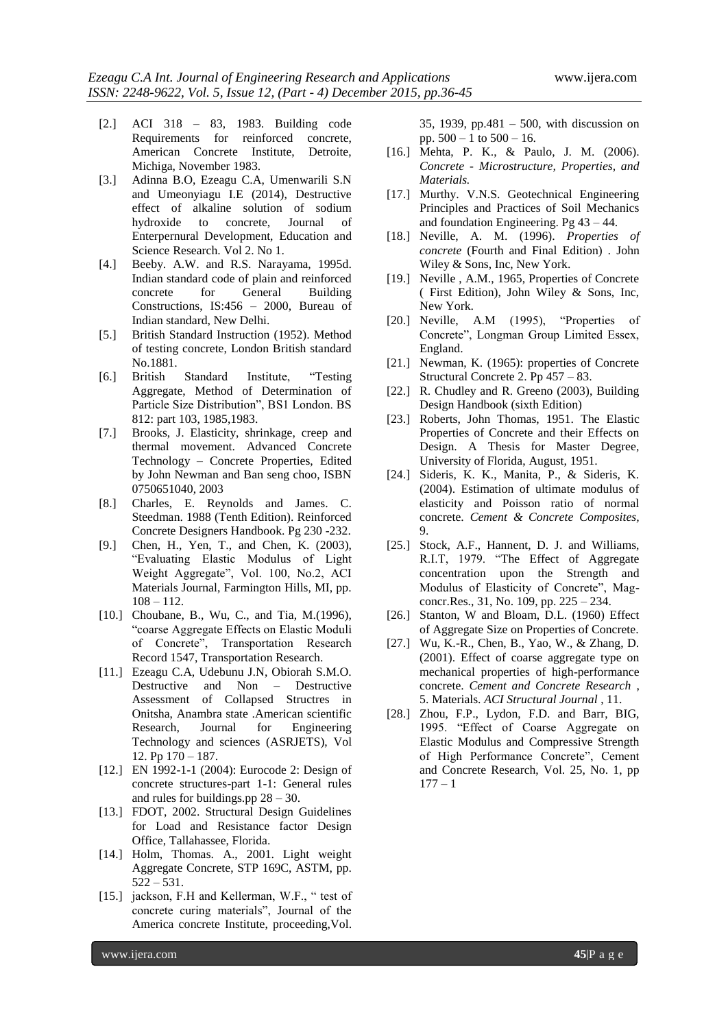[2.] ACI 318 – 83, 1983. Building code Requirements for reinforced concrete, American Concrete Institute, Detroite, Michiga, November 1983.

[3.] Adinna B.O, Ezeagu C.A, Umenwarili S.N and Umeonyiagu I.E (2014), Destructive effect of alkaline solution of sodium hydroxide to concrete, Journal of Enterpernural Development, Education and Science Research. Vol 2. No 1.

[4.] Beeby. A.W. and R.S. Narayama, 1995d. Indian standard code of plain and reinforced concrete for General Building Constructions, IS:456 – 2000, Bureau of Indian standard, New Delhi.

[5.] British Standard Instruction (1952). Method of testing concrete, London British standard No.1881.

[6.] British Standard Institute, "Testing Aggregate, Method of Determination of Particle Size Distribution", BS1 London. BS 812: part 103, 1985,1983.

[7.] Brooks, J. Elasticity, shrinkage, creep and thermal movement. Advanced Concrete Technology – Concrete Properties, Edited by John Newman and Ban seng choo, ISBN 0750651040, 2003

[8.] Charles, E. Reynolds and James. C. Steedman. 1988 (Tenth Edition). Reinforced Concrete Designers Handbook. Pg 230 -232.

[9.] Chen, H., Yen, T., and Chen, K. (2003), "Evaluating Elastic Modulus of Light Weight Aggregate", Vol. 100, No.2, ACI Materials Journal, Farmington Hills, MI, pp. 108 – 112.

[10.] Choubane, B., Wu, C., and Tia, M.(1996), "coarse Aggregate Effects on Elastic Moduli of Concrete", Transportation Research Record 1547, Transportation Research.

[11.] Ezeagu C.A, Udebunu J.N, Obiorah S.M.O. Destructive and Non – Destructive Assessment of Collapsed Structres in Onitsha, Anambra state .American scientific Research, Journal for Engineering Technology and sciences (ASRJETS), Vol 12. Pp 170 – 187.

[12.] EN 1992-1-1 (2004): Eurocode 2: Design of concrete structures-part 1-1: General rules and rules for buildings.pp 28 – 30.

[13.] FDOT, 2002. Structural Design Guidelines for Load and Resistance factor Design Office, Tallahassee, Florida.

[14.] Holm, Thomas. A., 2001. Light weight Aggregate Concrete, STP 169C, ASTM, pp. 522 – 531.

[15.] jackson, F.H and Kellerman, W.F., " test of concrete curing materials", Journal of the America concrete Institute, proceeding,Vol. 35, 1939, pp.481 – 500, with discussion on pp. 500 – 1 to 500 – 16.

[16.] Mehta, P. K., & Paulo, J. M. (2006). *Concrete - Microstructure, Properties, and Materials.*

[17.] Murthy. V.N.S. Geotechnical Engineering Principles and Practices of Soil Mechanics and foundation Engineering. Pg 43 – 44.

[18.] Neville, A. M. (1996). *Properties of concrete* (Fourth and Final Edition) . John Wiley & Sons, Inc, New York.

[19.] Neville , A.M., 1965, Properties of Concrete ( First Edition), John Wiley & Sons, Inc, New York.

[20.] Neville, A.M (1995), "Properties of Concrete", Longman Group Limited Essex, England.

[21.] Newman, K. (1965): properties of Concrete Structural Concrete 2. Pp 457 – 83.

[22.] R. Chudley and R. Greeno (2003), Building Design Handbook (sixth Edition)

[23.] Roberts, John Thomas, 1951. The Elastic Properties of Concrete and their Effects on Design. A Thesis for Master Degree, University of Florida, August, 1951.

[24.] Sideris, K. K., Manita, P., & Sideris, K. (2004). Estimation of ultimate modulus of elasticity and Poisson ratio of normal concrete. *Cement & Concrete Composites*, 9.

[25.] Stock, A.F., Hannent, D. J. and Williams, R.I.T, 1979. "The Effect of Aggregate concentration upon the Strength and Modulus of Elasticity of Concrete", Mag-concr.Res., 31, No. 109, pp. 225 – 234.

[26.] Stanton, W and Bloam, D.L. (1960) Effect of Aggregate Size on Properties of Concrete.

[27.] Wu, K.-R., Chen, B., Yao, W., & Zhang, D. (2001). Effect of coarse aggregate type on mechanical properties of high-performance concrete. *Cement and Concrete Research* , 5. Materials. *ACI Structural Journal* , 11.

[28.] Zhou, F.P., Lydon, F.D. and Barr, BIG, 1995. "Effect of Coarse Aggregate on Elastic Modulus and Compressive Strength of High Performance Concrete", Cement and Concrete Research, Vol. 25, No. 1, pp 177 – 1